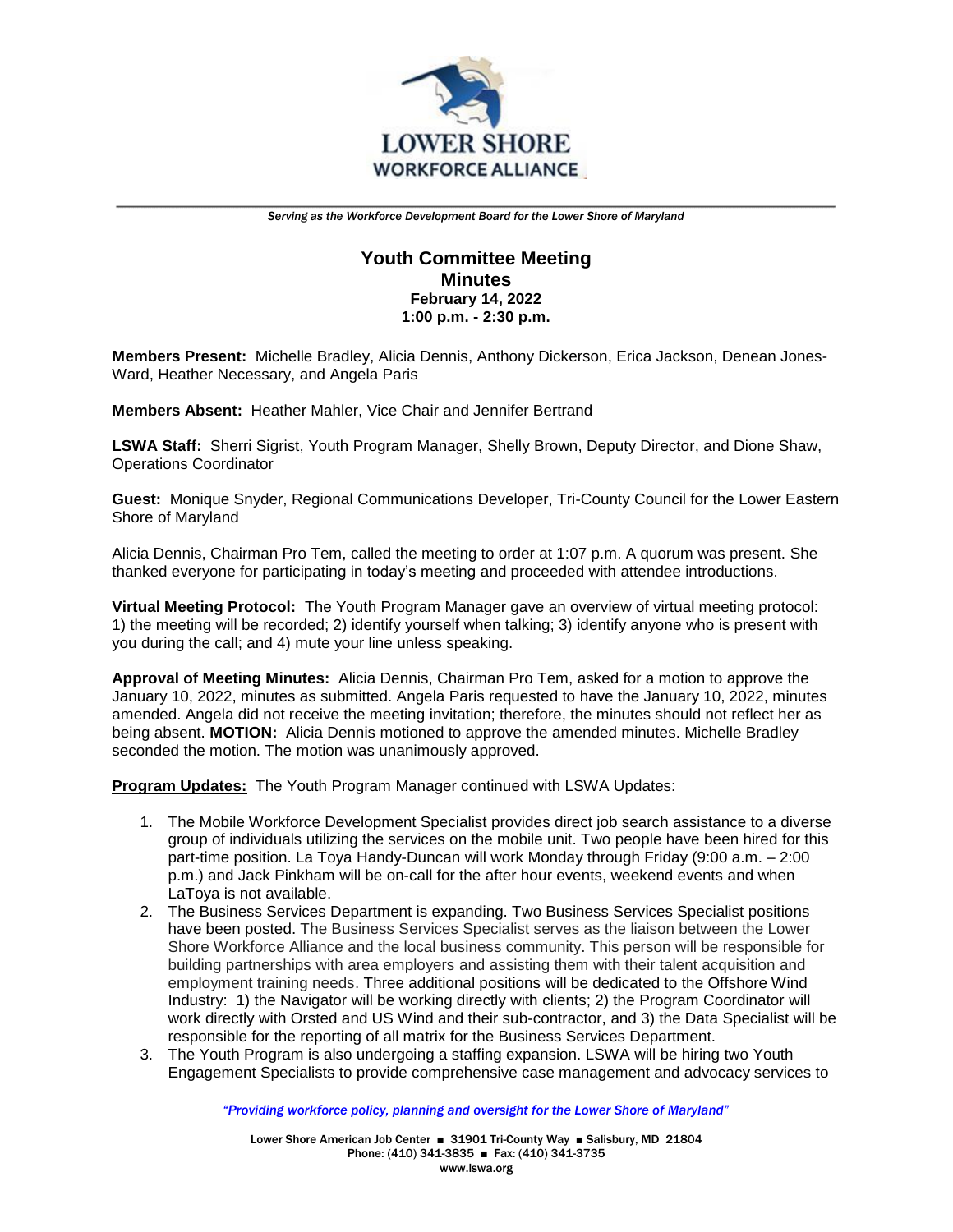# LOWER SHORE WORKFORCE ALLIANCE

*Serving as the Workforce Development Board for the Lower Shore of Maryland*

## Youth Committee Meeting
## Minutes
**February 14, 2022**
**1:00 p.m. - 2:30 p.m.**

**Members Present:** Michelle Bradley, Alicia Dennis, Anthony Dickerson, Erica Jackson, Denean Jones-Ward, Heather Necessary, and Angela Paris

**Members Absent:** Heather Mahler, Vice Chair and Jennifer Bertrand

**LSWA Staff:** Sherri Sigrist, Youth Program Manager, Shelly Brown, Deputy Director, and Dione Shaw, Operations Coordinator

**Guest:** Monique Snyder, Regional Communications Developer, Tri-County Council for the Lower Eastern Shore of Maryland

Alicia Dennis, Chairman Pro Tem, called the meeting to order at 1:07 p.m. A quorum was present. She thanked everyone for participating in today's meeting and proceeded with attendee introductions.

**Virtual Meeting Protocol:** The Youth Program Manager gave an overview of virtual meeting protocol: 1) the meeting will be recorded; 2) identify yourself when talking; 3) identify anyone who is present with you during the call; and 4) mute your line unless speaking.

**Approval of Meeting Minutes:** Alicia Dennis, Chairman Pro Tem, asked for a motion to approve the January 10, 2022, minutes as submitted. Angela Paris requested to have the January 10, 2022, minutes amended. Angela did not receive the meeting invitation; therefore, the minutes should not reflect her as being absent. **MOTION:** Alicia Dennis motioned to approve the amended minutes. Michelle Bradley seconded the motion. The motion was unanimously approved.

**Program Updates:** The Youth Program Manager continued with LSWA Updates:

1. The Mobile Workforce Development Specialist provides direct job search assistance to a diverse group of individuals utilizing the services on the mobile unit. Two people have been hired for this part-time position. La Toya Handy-Duncan will work Monday through Friday (9:00 a.m. – 2:00 p.m.) and Jack Pinkham will be on-call for the after hour events, weekend events and when LaToya is not available.
2. The Business Services Department is expanding. Two Business Services Specialist positions have been posted. The Business Services Specialist serves as the liaison between the Lower Shore Workforce Alliance and the local business community. This person will be responsible for building partnerships with area employers and assisting them with their talent acquisition and employment training needs. Three additional positions will be dedicated to the Offshore Wind Industry: 1) the Navigator will be working directly with clients; 2) the Program Coordinator will work directly with Orsted and US Wind and their sub-contractor, and 3) the Data Specialist will be responsible for the reporting of all matrix for the Business Services Department.
3. The Youth Program is also undergoing a staffing expansion. LSWA will be hiring two Youth Engagement Specialists to provide comprehensive case management and advocacy services to

*"Providing workforce policy, planning and oversight for the Lower Shore of Maryland"*

Lower Shore American Job Center ■ 31901 Tri-County Way ■ Salisbury, MD 21804
Phone: (410) 341-3835 ■ Fax: (410) 341-3735
www.lswa.org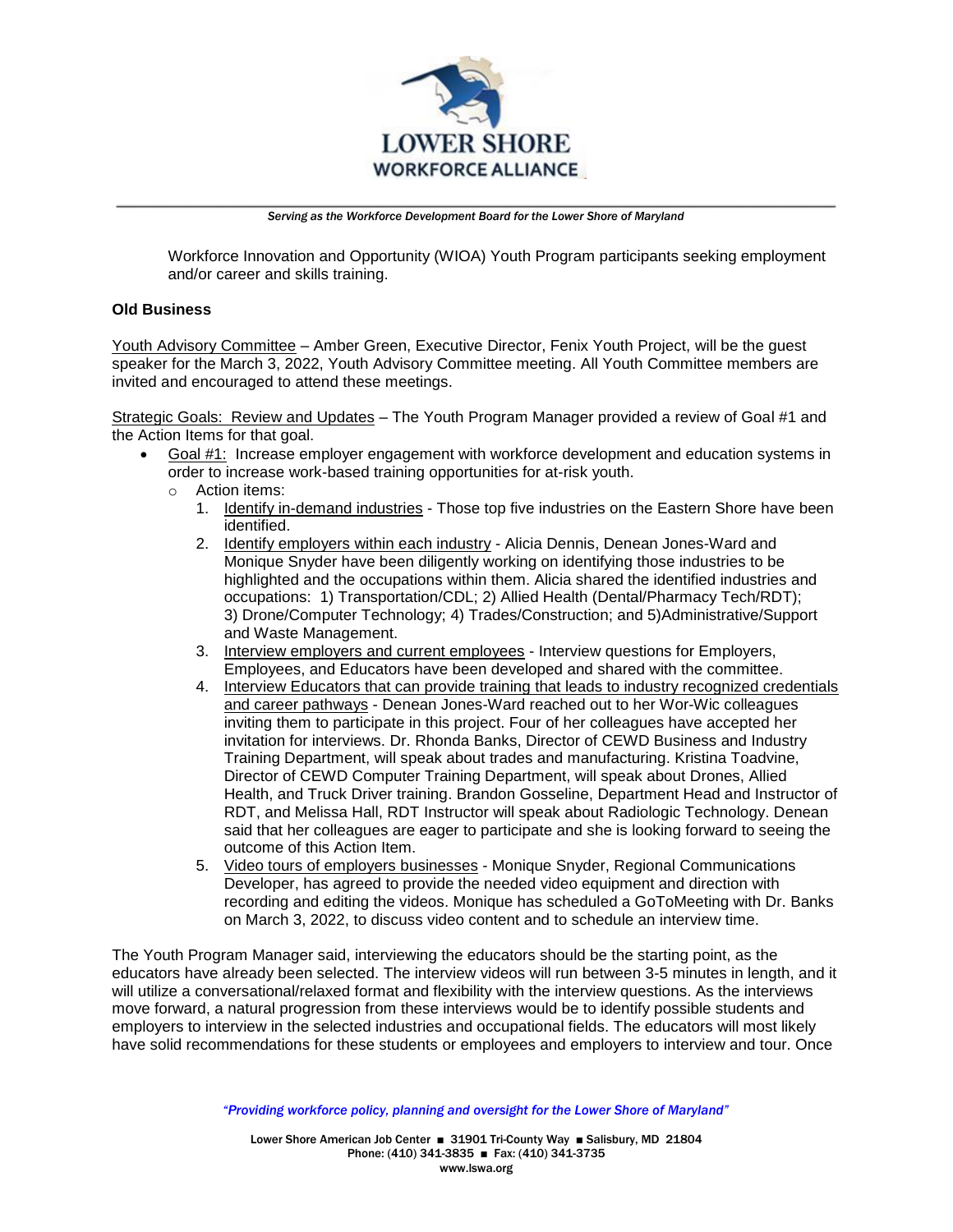Workforce Innovation and Opportunity (WIOA) Youth Program participants seeking employment and/or career and skills training.

**Old Business**

Youth Advisory Committee – Amber Green, Executive Director, Fenix Youth Project, will be the guest speaker for the March 3, 2022, Youth Advisory Committee meeting. All Youth Committee members are invited and encouraged to attend these meetings.

Strategic Goals: Review and Updates – The Youth Program Manager provided a review of Goal #1 and the Action Items for that goal.

- Goal #1: Increase employer engagement with workforce development and education systems in order to increase work-based training opportunities for at-risk youth.
  - Action items:
    1. Identify in-demand industries - Those top five industries on the Eastern Shore have been identified.
    2. Identify employers within each industry - Alicia Dennis, Denean Jones-Ward and Monique Snyder have been diligently working on identifying those industries to be highlighted and the occupations within them. Alicia shared the identified industries and occupations: 1) Transportation/CDL; 2) Allied Health (Dental/Pharmacy Tech/RDT); 3) Drone/Computer Technology; 4) Trades/Construction; and 5)Administrative/Support and Waste Management.
    3. Interview employers and current employees - Interview questions for Employers, Employees, and Educators have been developed and shared with the committee.
    4. Interview Educators that can provide training that leads to industry recognized credentials and career pathways - Denean Jones-Ward reached out to her Wor-Wic colleagues inviting them to participate in this project. Four of her colleagues have accepted her invitation for interviews. Dr. Rhonda Banks, Director of CEWD Business and Industry Training Department, will speak about trades and manufacturing. Kristina Toadvine, Director of CEWD Computer Training Department, will speak about Drones, Allied Health, and Truck Driver training. Brandon Gosseline, Department Head and Instructor of RDT, and Melissa Hall, RDT Instructor will speak about Radiologic Technology. Denean said that her colleagues are eager to participate and she is looking forward to seeing the outcome of this Action Item.
    5. Video tours of employers businesses - Monique Snyder, Regional Communications Developer, has agreed to provide the needed video equipment and direction with recording and editing the videos. Monique has scheduled a GoToMeeting with Dr. Banks on March 3, 2022, to discuss video content and to schedule an interview time.

The Youth Program Manager said, interviewing the educators should be the starting point, as the educators have already been selected. The interview videos will run between 3-5 minutes in length, and it will utilize a conversational/relaxed format and flexibility with the interview questions. As the interviews move forward, a natural progression from these interviews would be to identify possible students and employers to interview in the selected industries and occupational fields. The educators will most likely have solid recommendations for these students or employees and employers to interview and tour. Once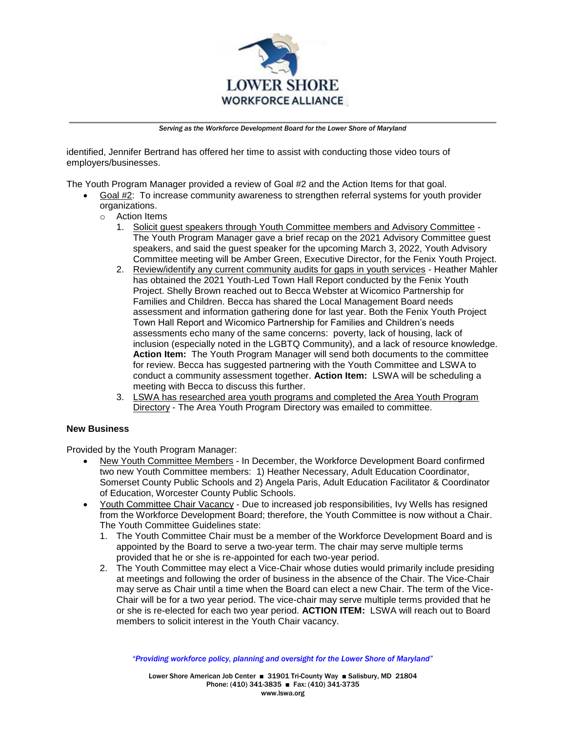identified, Jennifer Bertrand has offered her time to assist with conducting those video tours of employers/businesses.

The Youth Program Manager provided a review of Goal #2 and the Action Items for that goal.

- Goal #2: To increase community awareness to strengthen referral systems for youth provider organizations.
  - Action Items
    1. Solicit guest speakers through Youth Committee members and Advisory Committee - The Youth Program Manager gave a brief recap on the 2021 Advisory Committee guest speakers, and said the guest speaker for the upcoming March 3, 2022, Youth Advisory Committee meeting will be Amber Green, Executive Director, for the Fenix Youth Project.
    2. Review/identify any current community audits for gaps in youth services - Heather Mahler has obtained the 2021 Youth-Led Town Hall Report conducted by the Fenix Youth Project. Shelly Brown reached out to Becca Webster at Wicomico Partnership for Families and Children. Becca has shared the Local Management Board needs assessment and information gathering done for last year. Both the Fenix Youth Project Town Hall Report and Wicomico Partnership for Families and Children's needs assessments echo many of the same concerns: poverty, lack of housing, lack of inclusion (especially noted in the LGBTQ Community), and a lack of resource knowledge. **Action Item:** The Youth Program Manager will send both documents to the committee for review. Becca has suggested partnering with the Youth Committee and LSWA to conduct a community assessment together. **Action Item:** LSWA will be scheduling a meeting with Becca to discuss this further.
    3. LSWA has researched area youth programs and completed the Area Youth Program Directory - The Area Youth Program Directory was emailed to committee.

**New Business**

Provided by the Youth Program Manager:

- New Youth Committee Members - In December, the Workforce Development Board confirmed two new Youth Committee members: 1) Heather Necessary, Adult Education Coordinator, Somerset County Public Schools and 2) Angela Paris, Adult Education Facilitator & Coordinator of Education, Worcester County Public Schools.
- Youth Committee Chair Vacancy - Due to increased job responsibilities, Ivy Wells has resigned from the Workforce Development Board; therefore, the Youth Committee is now without a Chair. The Youth Committee Guidelines state:
  1. The Youth Committee Chair must be a member of the Workforce Development Board and is appointed by the Board to serve a two-year term. The chair may serve multiple terms provided that he or she is re-appointed for each two-year period.
  2. The Youth Committee may elect a Vice-Chair whose duties would primarily include presiding at meetings and following the order of business in the absence of the Chair. The Vice-Chair may serve as Chair until a time when the Board can elect a new Chair. The term of the Vice-Chair will be for a two year period. The vice-chair may serve multiple terms provided that he or she is re-elected for each two year period. **ACTION ITEM:** LSWA will reach out to Board members to solicit interest in the Youth Chair vacancy.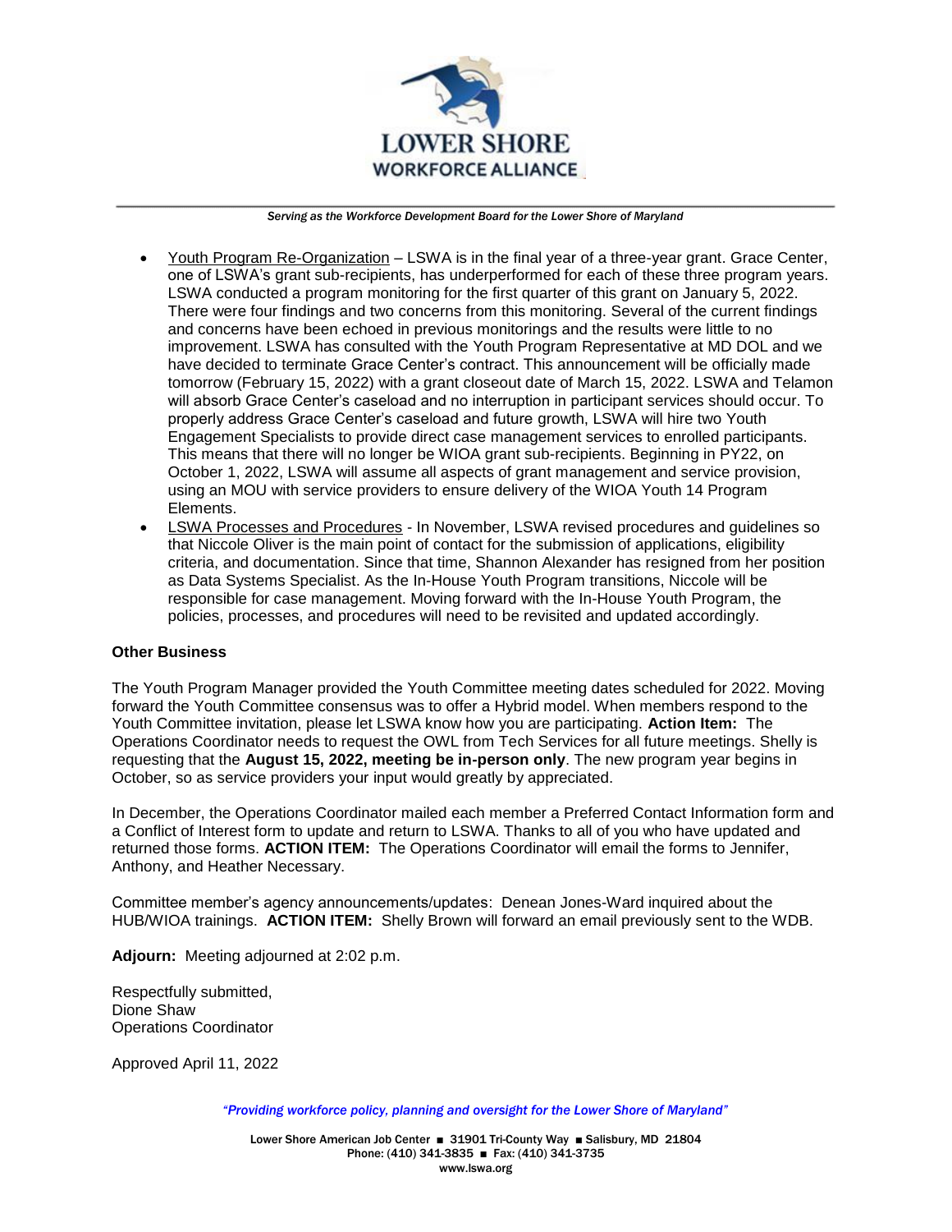- Youth Program Re-Organization – LSWA is in the final year of a three-year grant. Grace Center, one of LSWA's grant sub-recipients, has underperformed for each of these three program years. LSWA conducted a program monitoring for the first quarter of this grant on January 5, 2022. There were four findings and two concerns from this monitoring. Several of the current findings and concerns have been echoed in previous monitorings and the results were little to no improvement. LSWA has consulted with the Youth Program Representative at MD DOL and we have decided to terminate Grace Center's contract. This announcement will be officially made tomorrow (February 15, 2022) with a grant closeout date of March 15, 2022. LSWA and Telamon will absorb Grace Center's caseload and no interruption in participant services should occur. To properly address Grace Center's caseload and future growth, LSWA will hire two Youth Engagement Specialists to provide direct case management services to enrolled participants. This means that there will no longer be WIOA grant sub-recipients. Beginning in PY22, on October 1, 2022, LSWA will assume all aspects of grant management and service provision, using an MOU with service providers to ensure delivery of the WIOA Youth 14 Program Elements.
- LSWA Processes and Procedures - In November, LSWA revised procedures and guidelines so that Niccole Oliver is the main point of contact for the submission of applications, eligibility criteria, and documentation. Since that time, Shannon Alexander has resigned from her position as Data Systems Specialist. As the In-House Youth Program transitions, Niccole will be responsible for case management. Moving forward with the In-House Youth Program, the policies, processes, and procedures will need to be revisited and updated accordingly.

**Other Business**

The Youth Program Manager provided the Youth Committee meeting dates scheduled for 2022. Moving forward the Youth Committee consensus was to offer a Hybrid model. When members respond to the Youth Committee invitation, please let LSWA know how you are participating. **Action Item:** The Operations Coordinator needs to request the OWL from Tech Services for all future meetings. Shelly is requesting that the **August 15, 2022, meeting be in-person only**. The new program year begins in October, so as service providers your input would greatly by appreciated.

In December, the Operations Coordinator mailed each member a Preferred Contact Information form and a Conflict of Interest form to update and return to LSWA. Thanks to all of you who have updated and returned those forms. **ACTION ITEM:** The Operations Coordinator will email the forms to Jennifer, Anthony, and Heather Necessary.

Committee member's agency announcements/updates: Denean Jones-Ward inquired about the HUB/WIOA trainings. **ACTION ITEM:** Shelly Brown will forward an email previously sent to the WDB.

**Adjourn:** Meeting adjourned at 2:02 p.m.

Respectfully submitted,
Dione Shaw
Operations Coordinator

Approved April 11, 2022